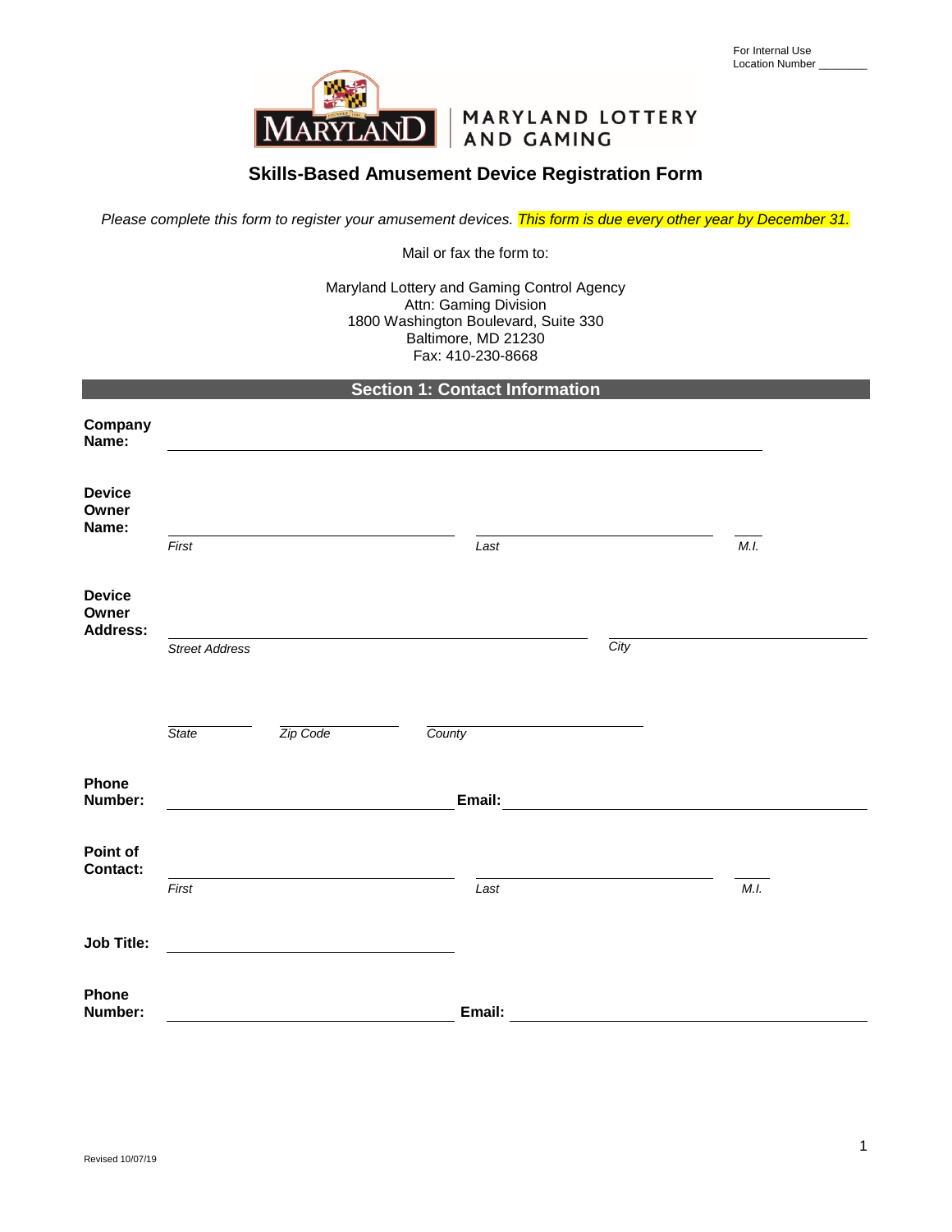For Internal Use
Location Number ________

MARYLAND LOTTERY AND GAMING

# Skills-Based Amusement Device Registration Form

*Please complete this form to register your amusement devices. This form is due every other year by December 31.*

Mail or fax the form to:

Maryland Lottery and Gaming Control Agency
Attn: Gaming Division
1800 Washington Boulevard, Suite 330
Baltimore, MD 21230
Fax: 410-230-8668

## Section 1: Contact Information

**Company Name:** ______________________________

**Device Owner Name:** ____________ *First* ____________ *Last* ____ *M.I.*

**Device Owner Address:** ______________________ *Street Address* ____________ *City*

____ *State* ____ *Zip Code* ____________ *County*

**Phone Number:** ____________ **Email:** ____________

**Point of Contact:** ____________ *First* ____________ *Last* ____ *M.I.*

**Job Title:** ____________

**Phone Number:** ____________ **Email:** ____________

Revised 10/07/19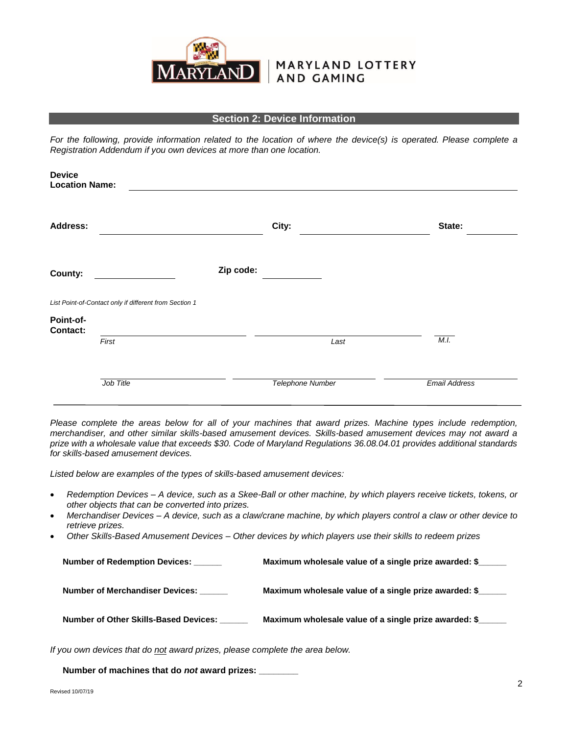MARYLAND LOTTERY AND GAMING

## Section 2: Device Information

*For the following, provide information related to the location of where the device(s) is operated. Please complete a Registration Addendum if you own devices at more than one location.*

**Device Location Name:** ______________________________

**Address:** ______________________ **City:** ____________________ **State:** __________

**County:** ______________ **Zip code:** __________

*List Point-of-Contact only if different from Section 1*

**Point-of-Contact:**

| *First* | *Last* | *M.I.* |
|---|---|---|
| | | |

| *Job Title* | *Telephone Number* | *Email Address* |
|---|---|---|
| | | |

*Please complete the areas below for all of your machines that award prizes. Machine types include redemption, merchandiser, and other similar skills-based amusement devices. Skills-based amusement devices may not award a prize with a wholesale value that exceeds $30. Code of Maryland Regulations 36.08.04.01 provides additional standards for skills-based amusement devices.*

*Listed below are examples of the types of skills-based amusement devices:*

- *Redemption Devices – A device, such as a Skee-Ball or other machine, by which players receive tickets, tokens, or other objects that can be converted into prizes.*
- *Merchandiser Devices – A device, such as a claw/crane machine, by which players control a claw or other device to retrieve prizes.*
- *Other Skills-Based Amusement Devices – Other devices by which players use their skills to redeem prizes*

**Number of Redemption Devices: ______** **Maximum wholesale value of a single prize awarded: $______**

**Number of Merchandiser Devices: ______** **Maximum wholesale value of a single prize awarded: $______**

**Number of Other Skills-Based Devices: ______** **Maximum wholesale value of a single prize awarded: $______**

*If you own devices that do not award prizes, please complete the area below.*

**Number of machines that do *not* award prizes: ________**

Revised 10/07/19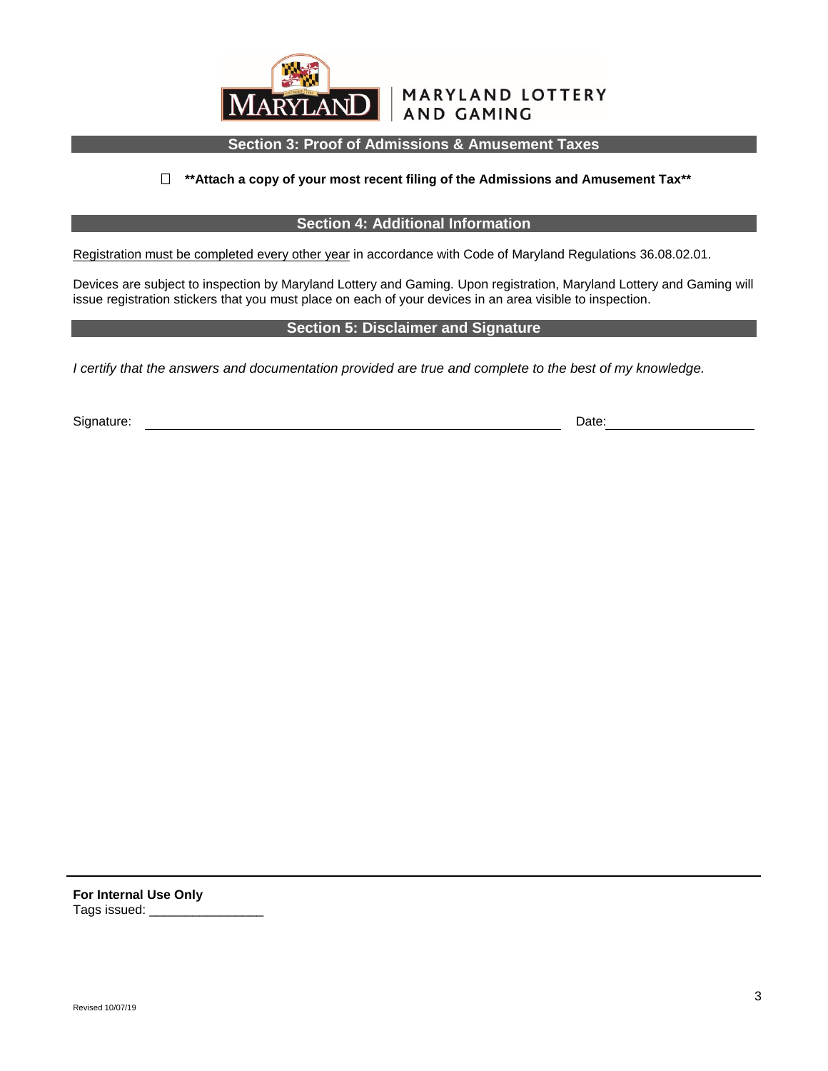MARYLAND LOTTERY AND GAMING

## Section 3: Proof of Admissions & Amusement Taxes

☐ **\*\*Attach a copy of your most recent filing of the Admissions and Amusement Tax\*\***

## Section 4: Additional Information

<u>Registration must be completed every other year</u> in accordance with Code of Maryland Regulations 36.08.02.01.

Devices are subject to inspection by Maryland Lottery and Gaming. Upon registration, Maryland Lottery and Gaming will issue registration stickers that you must place on each of your devices in an area visible to inspection.

## Section 5: Disclaimer and Signature

*I certify that the answers and documentation provided are true and complete to the best of my knowledge.*

Signature: ______________________________________________ Date: ____________________

---

**For Internal Use Only**
Tags issued: ________________

Revised 10/07/19